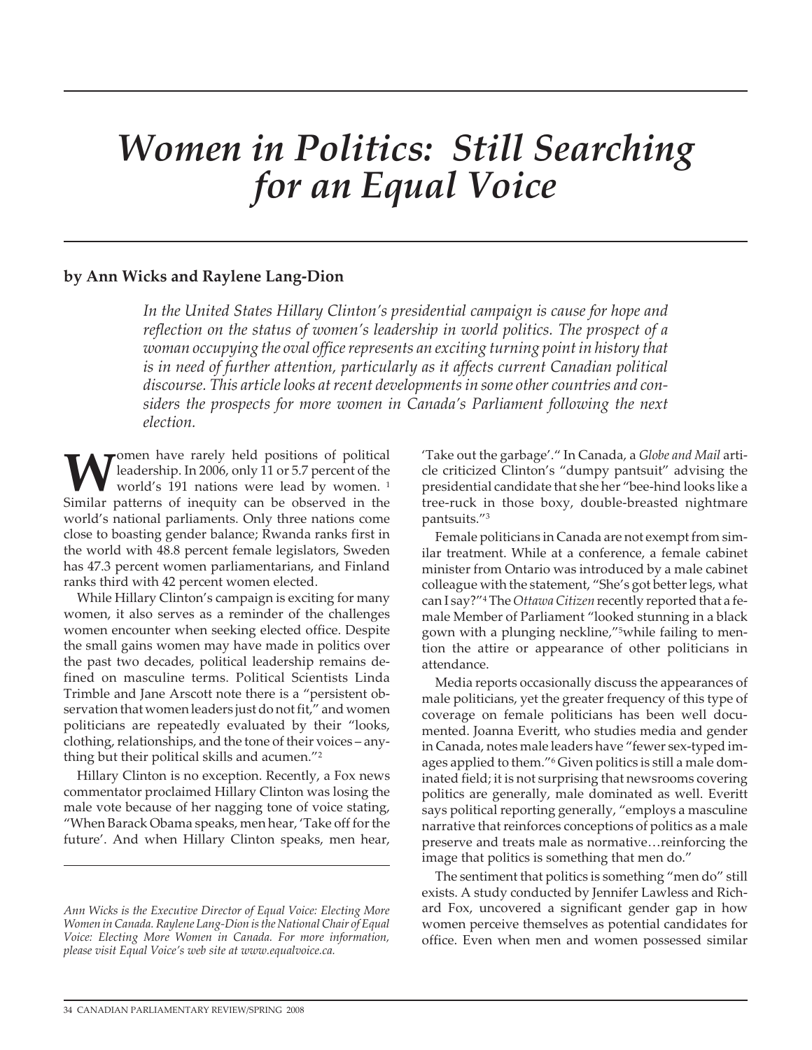# *Women in Politics: Still Searching for an Equal Voice*

**by Ann Wicks and Raylene Lang-Dion**

*In the United States Hillary Clinton's presidential campaign is cause for hope and reflection on the status of women's leadership in world politics. The prospect of a woman occupying the oval office represents an exciting turning point in history that is in need of further attention, particularly as it affects current Canadian political discourse. This article looks at recent developments in some other countries and considers the prospects for more women in Canada's Parliament following the next election.*

Women have rarely held positions of political leadership. In 2006, only 11 or 5.7 percent of the world's 191 nations were lead by women. [1] Similar patterns of inequity can be observed in the world's national parliaments. Only three nations come close to boasting gender balance; Rwanda ranks first in the world with 48.8 percent female legislators, Sweden has 47.3 percent women parliamentarians, and Finland ranks third with 42 percent women elected.

While Hillary Clinton's campaign is exciting for many women, it also serves as a reminder of the challenges women encounter when seeking elected office. Despite the small gains women may have made in politics over the past two decades, political leadership remains defined on masculine terms. Political Scientists Linda Trimble and Jane Arscott note there is a "persistent observation that women leaders just do not fit," and women politicians are repeatedly evaluated by their "looks, clothing, relationships, and the tone of their voices – anything but their political skills and acumen."[2]

Hillary Clinton is no exception. Recently, a Fox news commentator proclaimed Hillary Clinton was losing the male vote because of her nagging tone of voice stating, "When Barack Obama speaks, men hear, 'Take off for the future'. And when Hillary Clinton speaks, men hear, 'Take out the garbage'." In Canada, a *Globe and Mail* article criticized Clinton's "dumpy pantsuit" advising the presidential candidate that she her "bee-hind looks like a tree-ruck in those boxy, double-breasted nightmare pantsuits."[3]

Female politicians in Canada are not exempt from similar treatment. While at a conference, a female cabinet minister from Ontario was introduced by a male cabinet colleague with the statement, "She's got better legs, what can I say?"[4] The *Ottawa Citizen* recently reported that a female Member of Parliament "looked stunning in a black gown with a plunging neckline,"[5] while failing to mention the attire or appearance of other politicians in attendance.

Media reports occasionally discuss the appearances of male politicians, yet the greater frequency of this type of coverage on female politicians has been well documented. Joanna Everitt, who studies media and gender in Canada, notes male leaders have "fewer sex-typed images applied to them."[6] Given politics is still a male dominated field; it is not surprising that newsrooms covering politics are generally, male dominated as well. Everitt says political reporting generally, "employs a masculine narrative that reinforces conceptions of politics as a male preserve and treats male as normative…reinforcing the image that politics is something that men do."

The sentiment that politics is something "men do" still exists. A study conducted by Jennifer Lawless and Richard Fox, uncovered a significant gender gap in how women perceive themselves as potential candidates for office. Even when men and women possessed similar

---

*Ann Wicks is the Executive Director of Equal Voice: Electing More Women in Canada. Raylene Lang-Dion is the National Chair of Equal Voice: Electing More Women in Canada. For more information, please visit Equal Voice's web site at www.equalvoice.ca.*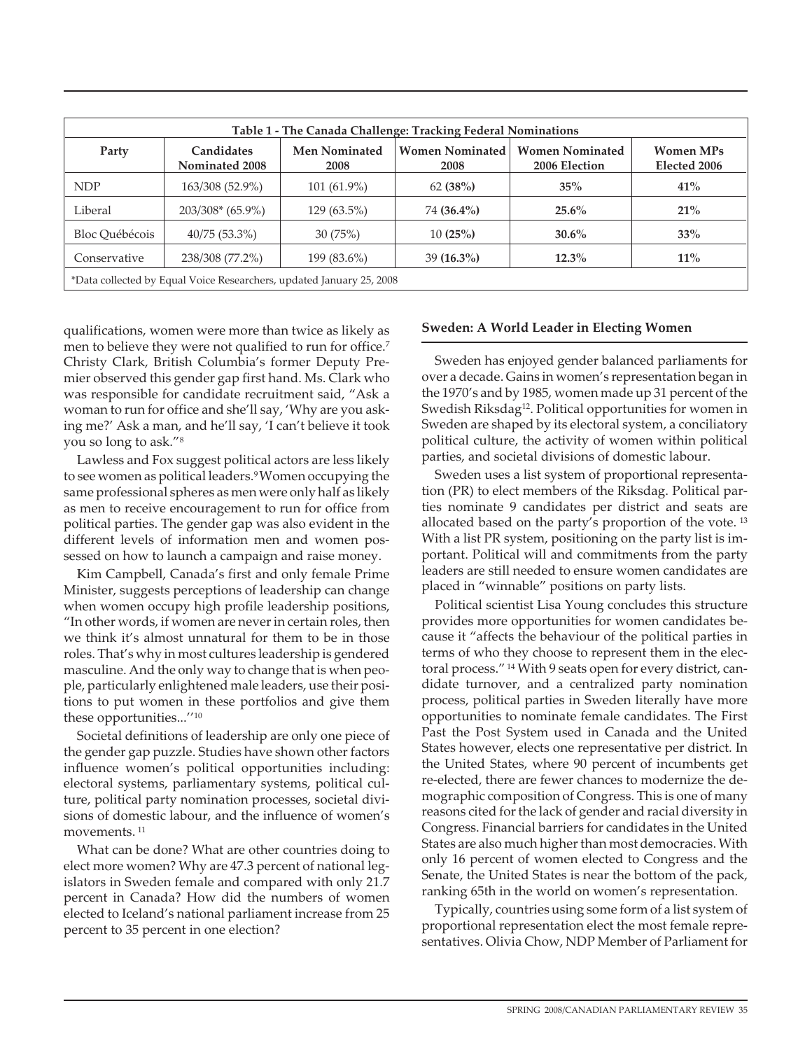| Table 1 - The Canada Challenge: Tracking Federal Nominations | | | | | |
|---|---|---|---|---|---|
| **Party** | **Candidates Nominated 2008** | **Men Nominated 2008** | **Women Nominated 2008** | **Women Nominated 2006 Election** | **Women MPs Elected 2006** |
| NDP | 163/308 (52.9%) | 101 (61.9%) | 62 **(38%)** | **35%** | **41%** |
| Liberal | 203/308* (65.9%) | 129 (63.5%) | 74 **(36.4%)** | **25.6%** | **21%** |
| Bloc Québécois | 40/75 (53.3%) | 30 (75%) | 10 **(25%)** | **30.6%** | **33%** |
| Conservative | 238/308 (77.2%) | 199 (83.6%) | 39 **(16.3%)** | **12.3%** | **11%** |

*Data collected by Equal Voice Researchers, updated January 25, 2008

qualifications, women were more than twice as likely as men to believe they were not qualified to run for office.[7] Christy Clark, British Columbia's former Deputy Premier observed this gender gap first hand. Ms. Clark who was responsible for candidate recruitment said, "Ask a woman to run for office and she'll say, 'Why are you asking me?' Ask a man, and he'll say, 'I can't believe it took you so long to ask."[8]

Lawless and Fox suggest political actors are less likely to see women as political leaders.[9] Women occupying the same professional spheres as men were only half as likely as men to receive encouragement to run for office from political parties. The gender gap was also evident in the different levels of information men and women possessed on how to launch a campaign and raise money.

Kim Campbell, Canada's first and only female Prime Minister, suggests perceptions of leadership can change when women occupy high profile leadership positions, "In other words, if women are never in certain roles, then we think it's almost unnatural for them to be in those roles. That's why in most cultures leadership is gendered masculine. And the only way to change that is when people, particularly enlightened male leaders, use their positions to put women in these portfolios and give them these opportunities...''[10]

Societal definitions of leadership are only one piece of the gender gap puzzle. Studies have shown other factors influence women's political opportunities including: electoral systems, parliamentary systems, political culture, political party nomination processes, societal divisions of domestic labour, and the influence of women's movements.[11]

What can be done? What are other countries doing to elect more women? Why are 47.3 percent of national legislators in Sweden female and compared with only 21.7 percent in Canada? How did the numbers of women elected to Iceland's national parliament increase from 25 percent to 35 percent in one election?

### Sweden: A World Leader in Electing Women

Sweden has enjoyed gender balanced parliaments for over a decade. Gains in women's representation began in the 1970's and by 1985, women made up 31 percent of the Swedish Riksdag[12]. Political opportunities for women in Sweden are shaped by its electoral system, a conciliatory political culture, the activity of women within political parties, and societal divisions of domestic labour.

Sweden uses a list system of proportional representation (PR) to elect members of the Riksdag. Political parties nominate 9 candidates per district and seats are allocated based on the party's proportion of the vote.[13] With a list PR system, positioning on the party list is important. Political will and commitments from the party leaders are still needed to ensure women candidates are placed in "winnable" positions on party lists.

Political scientist Lisa Young concludes this structure provides more opportunities for women candidates because it "affects the behaviour of the political parties in terms of who they choose to represent them in the electoral process."[14] With 9 seats open for every district, candidate turnover, and a centralized party nomination process, political parties in Sweden literally have more opportunities to nominate female candidates. The First Past the Post System used in Canada and the United States however, elects one representative per district. In the United States, where 90 percent of incumbents get re-elected, there are fewer chances to modernize the demographic composition of Congress. This is one of many reasons cited for the lack of gender and racial diversity in Congress. Financial barriers for candidates in the United States are also much higher than most democracies. With only 16 percent of women elected to Congress and the Senate, the United States is near the bottom of the pack, ranking 65th in the world on women's representation.

Typically, countries using some form of a list system of proportional representation elect the most female representatives. Olivia Chow, NDP Member of Parliament for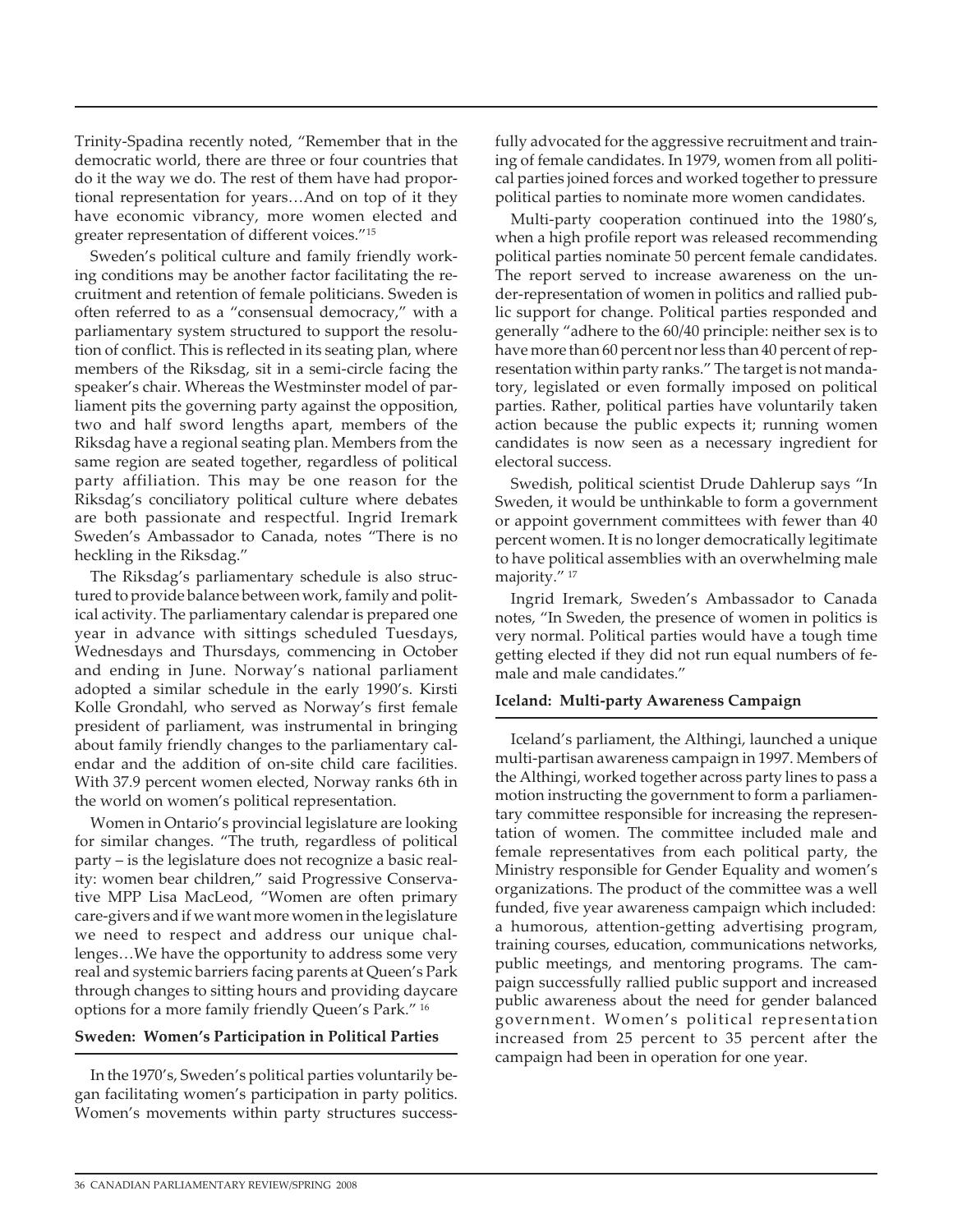Trinity-Spadina recently noted, "Remember that in the democratic world, there are three or four countries that do it the way we do. The rest of them have had proportional representation for years…And on top of it they have economic vibrancy, more women elected and greater representation of different voices."[15]

Sweden's political culture and family friendly working conditions may be another factor facilitating the recruitment and retention of female politicians. Sweden is often referred to as a "consensual democracy," with a parliamentary system structured to support the resolution of conflict. This is reflected in its seating plan, where members of the Riksdag, sit in a semi-circle facing the speaker's chair. Whereas the Westminster model of parliament pits the governing party against the opposition, two and half sword lengths apart, members of the Riksdag have a regional seating plan. Members from the same region are seated together, regardless of political party affiliation. This may be one reason for the Riksdag's conciliatory political culture where debates are both passionate and respectful. Ingrid Iremark Sweden's Ambassador to Canada, notes "There is no heckling in the Riksdag."

The Riksdag's parliamentary schedule is also structured to provide balance between work, family and political activity. The parliamentary calendar is prepared one year in advance with sittings scheduled Tuesdays, Wednesdays and Thursdays, commencing in October and ending in June. Norway's national parliament adopted a similar schedule in the early 1990's. Kirsti Kolle Grondahl, who served as Norway's first female president of parliament, was instrumental in bringing about family friendly changes to the parliamentary calendar and the addition of on-site child care facilities. With 37.9 percent women elected, Norway ranks 6th in the world on women's political representation.

Women in Ontario's provincial legislature are looking for similar changes. "The truth, regardless of political party – is the legislature does not recognize a basic reality: women bear children," said Progressive Conservative MPP Lisa MacLeod, "Women are often primary care-givers and if we want more women in the legislature we need to respect and address our unique challenges…We have the opportunity to address some very real and systemic barriers facing parents at Queen's Park through changes to sitting hours and providing daycare options for a more family friendly Queen's Park." [16]

**Sweden: Women's Participation in Political Parties**

In the 1970's, Sweden's political parties voluntarily began facilitating women's participation in party politics. Women's movements within party structures successfully advocated for the aggressive recruitment and training of female candidates. In 1979, women from all political parties joined forces and worked together to pressure political parties to nominate more women candidates.

Multi-party cooperation continued into the 1980's, when a high profile report was released recommending political parties nominate 50 percent female candidates. The report served to increase awareness on the under-representation of women in politics and rallied public support for change. Political parties responded and generally "adhere to the 60/40 principle: neither sex is to have more than 60 percent nor less than 40 percent of representation within party ranks." The target is not mandatory, legislated or even formally imposed on political parties. Rather, political parties have voluntarily taken action because the public expects it; running women candidates is now seen as a necessary ingredient for electoral success.

Swedish, political scientist Drude Dahlerup says "In Sweden, it would be unthinkable to form a government or appoint government committees with fewer than 40 percent women. It is no longer democratically legitimate to have political assemblies with an overwhelming male majority." [17]

Ingrid Iremark, Sweden's Ambassador to Canada notes, "In Sweden, the presence of women in politics is very normal. Political parties would have a tough time getting elected if they did not run equal numbers of female and male candidates."

**Iceland: Multi-party Awareness Campaign**

Iceland's parliament, the Althingi, launched a unique multi-partisan awareness campaign in 1997. Members of the Althingi, worked together across party lines to pass a motion instructing the government to form a parliamentary committee responsible for increasing the representation of women. The committee included male and female representatives from each political party, the Ministry responsible for Gender Equality and women's organizations. The product of the committee was a well funded, five year awareness campaign which included: a humorous, attention-getting advertising program, training courses, education, communications networks, public meetings, and mentoring programs. The campaign successfully rallied public support and increased public awareness about the need for gender balanced government. Women's political representation increased from 25 percent to 35 percent after the campaign had been in operation for one year.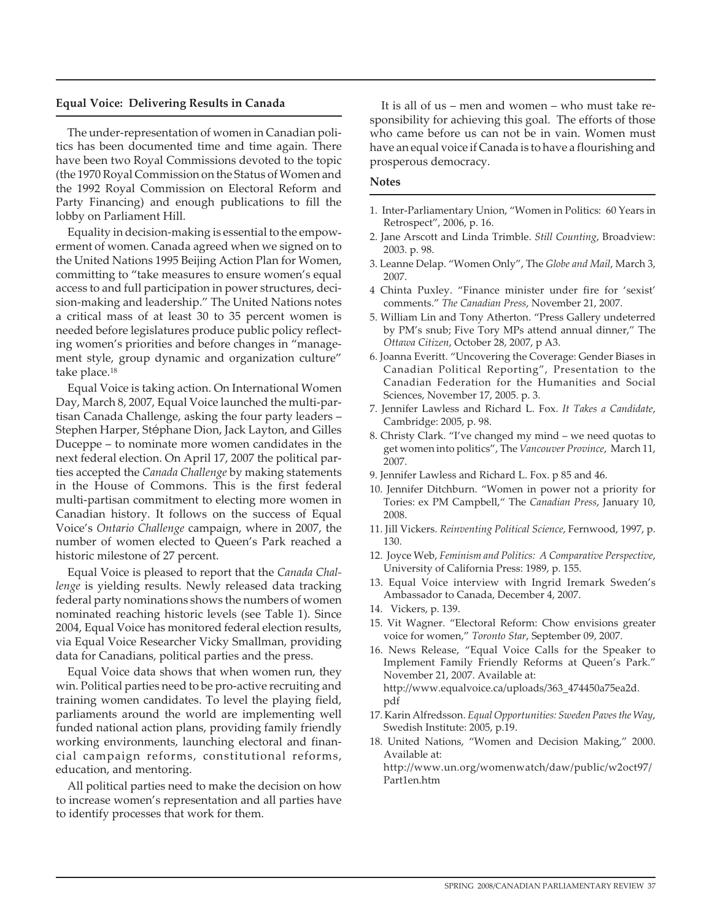## Equal Voice: Delivering Results in Canada

The under-representation of women in Canadian politics has been documented time and time again. There have been two Royal Commissions devoted to the topic (the 1970 Royal Commission on the Status of Women and the 1992 Royal Commission on Electoral Reform and Party Financing) and enough publications to fill the lobby on Parliament Hill.

Equality in decision-making is essential to the empowerment of women. Canada agreed when we signed on to the United Nations 1995 Beijing Action Plan for Women, committing to "take measures to ensure women's equal access to and full participation in power structures, decision-making and leadership." The United Nations notes a critical mass of at least 30 to 35 percent women is needed before legislatures produce public policy reflecting women's priorities and before changes in "management style, group dynamic and organization culture" take place.[18]

Equal Voice is taking action. On International Women Day, March 8, 2007, Equal Voice launched the multi-partisan Canada Challenge, asking the four party leaders – Stephen Harper, Stéphane Dion, Jack Layton, and Gilles Duceppe – to nominate more women candidates in the next federal election. On April 17, 2007 the political parties accepted the *Canada Challenge* by making statements in the House of Commons. This is the first federal multi-partisan commitment to electing more women in Canadian history. It follows on the success of Equal Voice's *Ontario Challenge* campaign, where in 2007, the number of women elected to Queen's Park reached a historic milestone of 27 percent.

Equal Voice is pleased to report that the *Canada Challenge* is yielding results. Newly released data tracking federal party nominations shows the numbers of women nominated reaching historic levels (see Table 1). Since 2004, Equal Voice has monitored federal election results, via Equal Voice Researcher Vicky Smallman, providing data for Canadians, political parties and the press.

Equal Voice data shows that when women run, they win. Political parties need to be pro-active recruiting and training women candidates. To level the playing field, parliaments around the world are implementing well funded national action plans, providing family friendly working environments, launching electoral and financial campaign reforms, constitutional reforms, education, and mentoring.

All political parties need to make the decision on how to increase women's representation and all parties have to identify processes that work for them.

It is all of us – men and women – who must take responsibility for achieving this goal. The efforts of those who came before us can not be in vain. Women must have an equal voice if Canada is to have a flourishing and prosperous democracy.

### Notes

1. Inter-Parliamentary Union, "Women in Politics: 60 Years in Retrospect", 2006, p. 16.
2. Jane Arscott and Linda Trimble. *Still Counting*, Broadview: 2003. p. 98.
3. Leanne Delap. "Women Only", The *Globe and Mail*, March 3, 2007.
4. Chinta Puxley. "Finance minister under fire for 'sexist' comments." *The Canadian Press*, November 21, 2007.
5. William Lin and Tony Atherton. "Press Gallery undeterred by PM's snub; Five Tory MPs attend annual dinner," The *Ottawa Citizen*, October 28, 2007, p A3.
6. Joanna Everitt. "Uncovering the Coverage: Gender Biases in Canadian Political Reporting", Presentation to the Canadian Federation for the Humanities and Social Sciences, November 17, 2005. p. 3.
7. Jennifer Lawless and Richard L. Fox. *It Takes a Candidate*, Cambridge: 2005, p. 98.
8. Christy Clark. "I've changed my mind – we need quotas to get women into politics", The *Vancouver Province*, March 11, 2007.
9. Jennifer Lawless and Richard L. Fox. p 85 and 46.
10. Jennifer Ditchburn. "Women in power not a priority for Tories: ex PM Campbell," The *Canadian Press*, January 10, 2008.
11. Jill Vickers. *Reinventing Political Science*, Fernwood, 1997, p. 130.
12. Joyce Web, *Feminism and Politics: A Comparative Perspective*, University of California Press: 1989, p. 155.
13. Equal Voice interview with Ingrid Iremark Sweden's Ambassador to Canada, December 4, 2007.
14. Vickers, p. 139.
15. Vit Wagner. "Electoral Reform: Chow envisions greater voice for women," *Toronto Star*, September 09, 2007.
16. News Release, "Equal Voice Calls for the Speaker to Implement Family Friendly Reforms at Queen's Park." November 21, 2007. Available at: http://www.equalvoice.ca/uploads/363_474450a75ea2d.pdf
17. Karin Alfredsson. *Equal Opportunities: Sweden Paves the Way*, Swedish Institute: 2005, p.19.
18. United Nations, "Women and Decision Making," 2000. Available at: http://www.un.org/womenwatch/daw/public/w2oct97/Part1en.htm